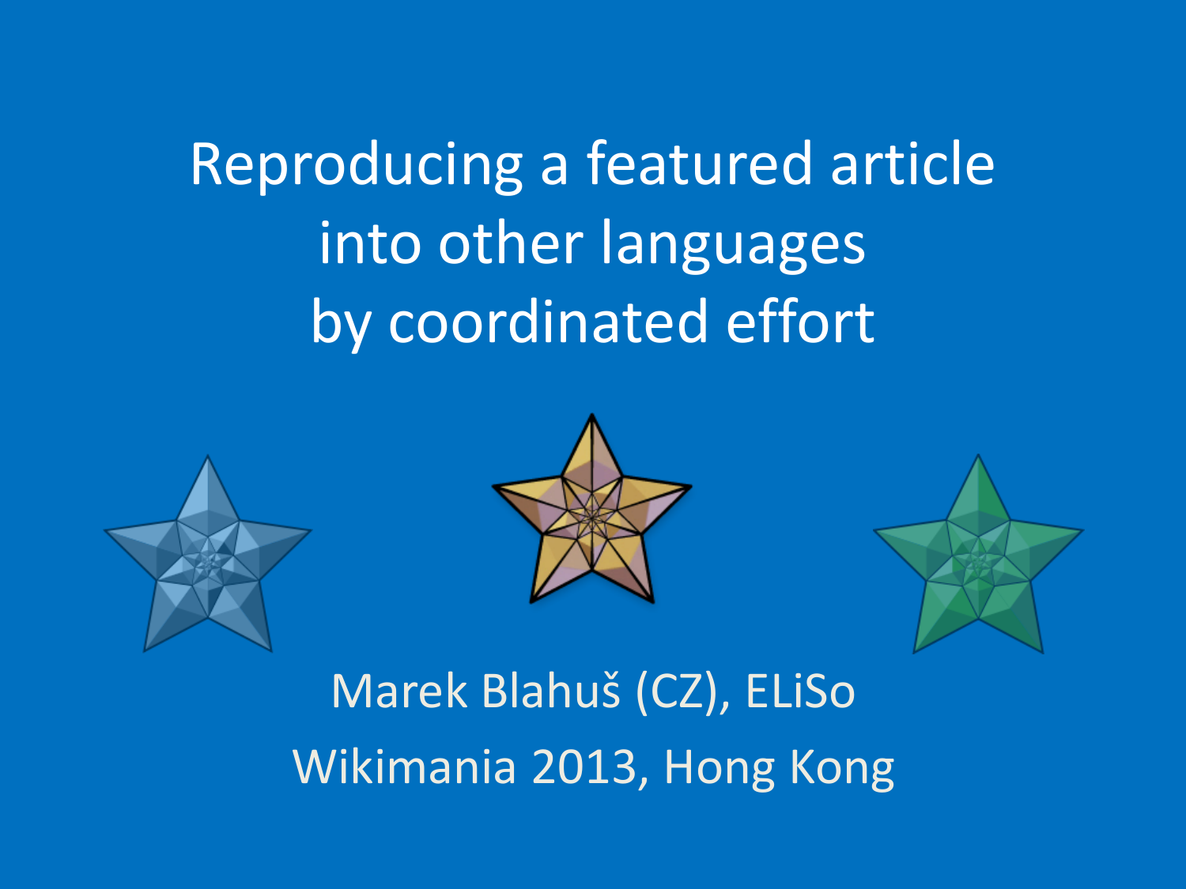# Reproducing a featured article into other languages by coordinated effort

Marek Blahuš (CZ), ELiSo

Wikimania 2013, Hong Kong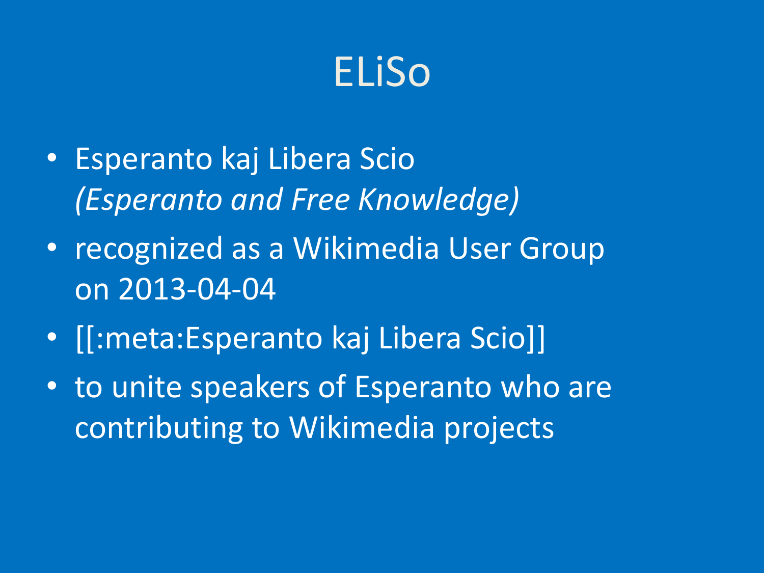# ELiSo

- Esperanto kaj Libera Scio
  *(Esperanto and Free Knowledge)*
- recognized as a Wikimedia User Group on 2013-04-04
- [[:meta:Esperanto kaj Libera Scio]]
- to unite speakers of Esperanto who are contributing to Wikimedia projects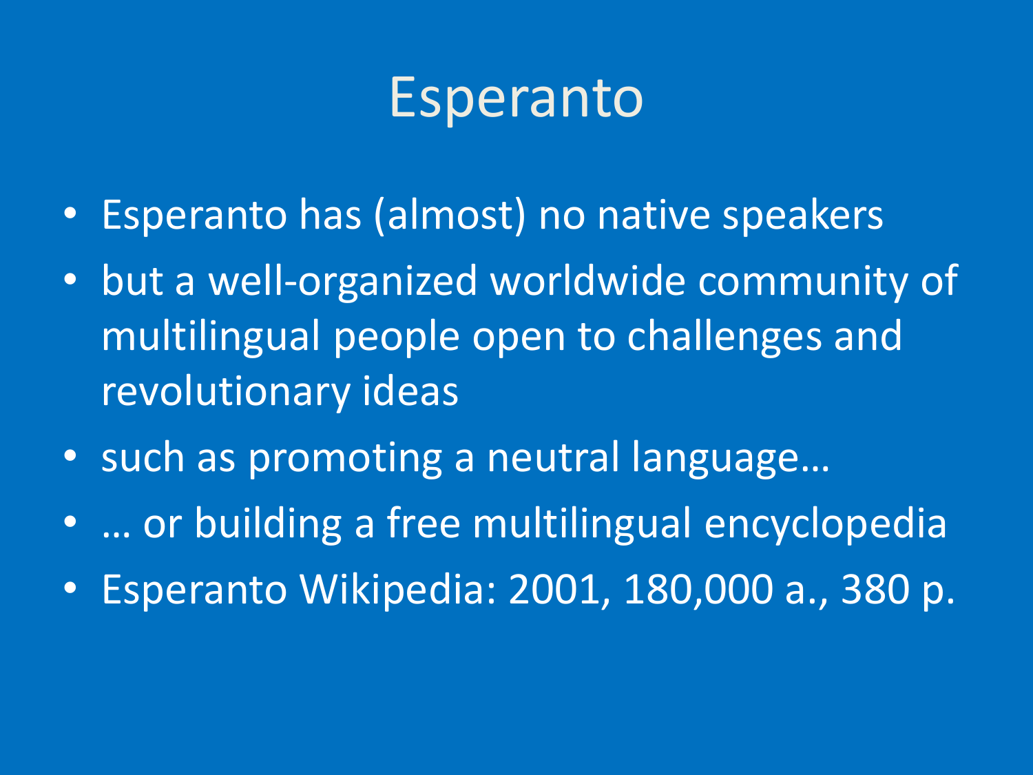# Esperanto

- Esperanto has (almost) no native speakers
- but a well-organized worldwide community of multilingual people open to challenges and revolutionary ideas
- such as promoting a neutral language…
- … or building a free multilingual encyclopedia
- Esperanto Wikipedia: 2001, 180,000 a., 380 p.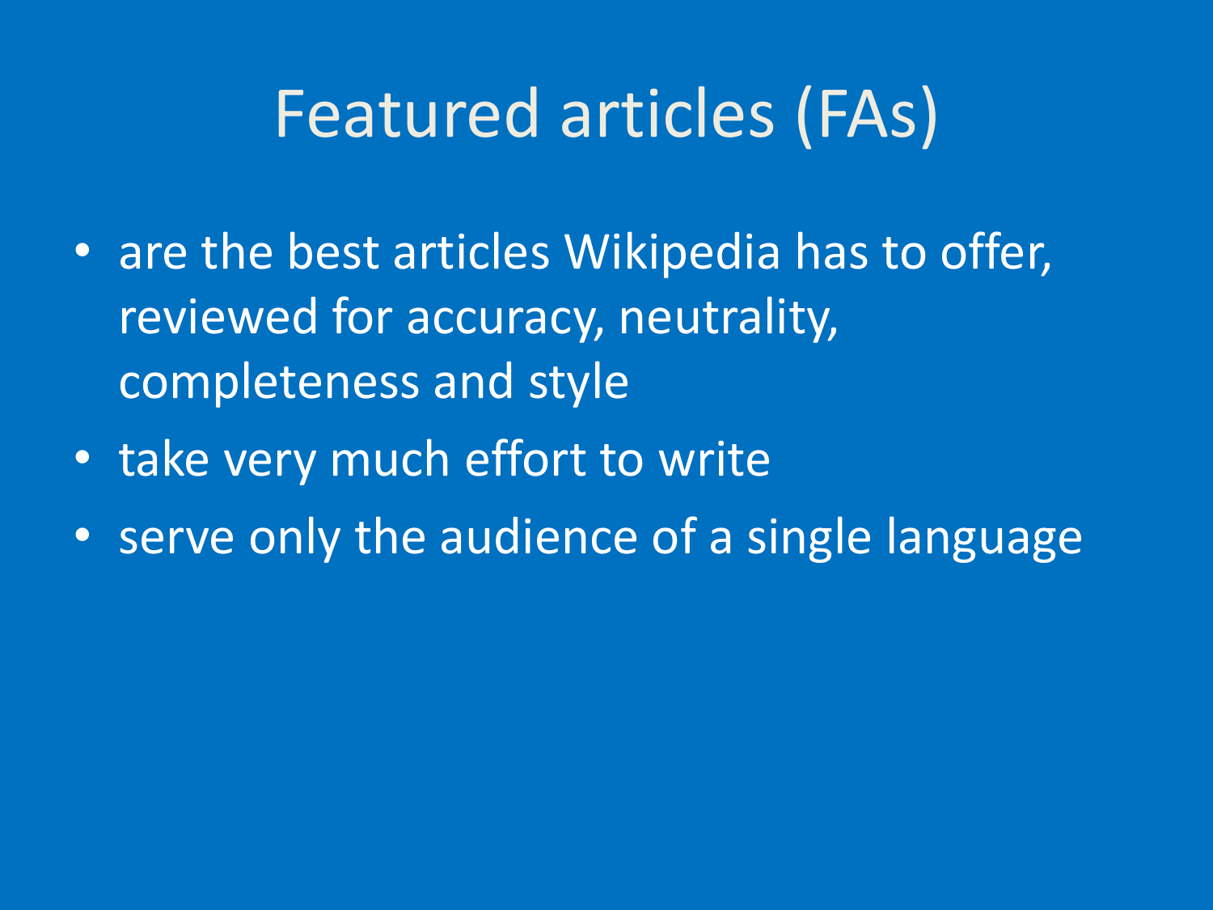# Featured articles (FAs)

- are the best articles Wikipedia has to offer, reviewed for accuracy, neutrality, completeness and style
- take very much effort to write
- serve only the audience of a single language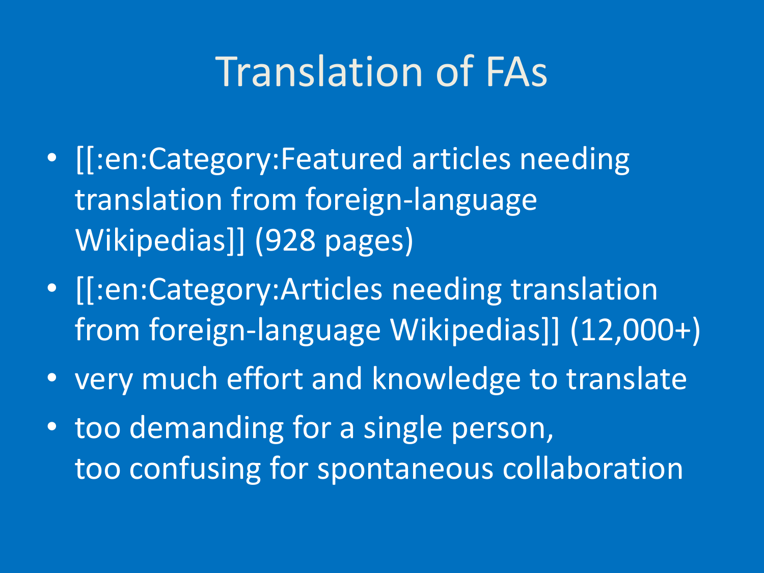# Translation of FAs

- [[:en:Category:Featured articles needing translation from foreign-language Wikipedias]] (928 pages)
- [[:en:Category:Articles needing translation from foreign-language Wikipedias]] (12,000+)
- very much effort and knowledge to translate
- too demanding for a single person,
  too confusing for spontaneous collaboration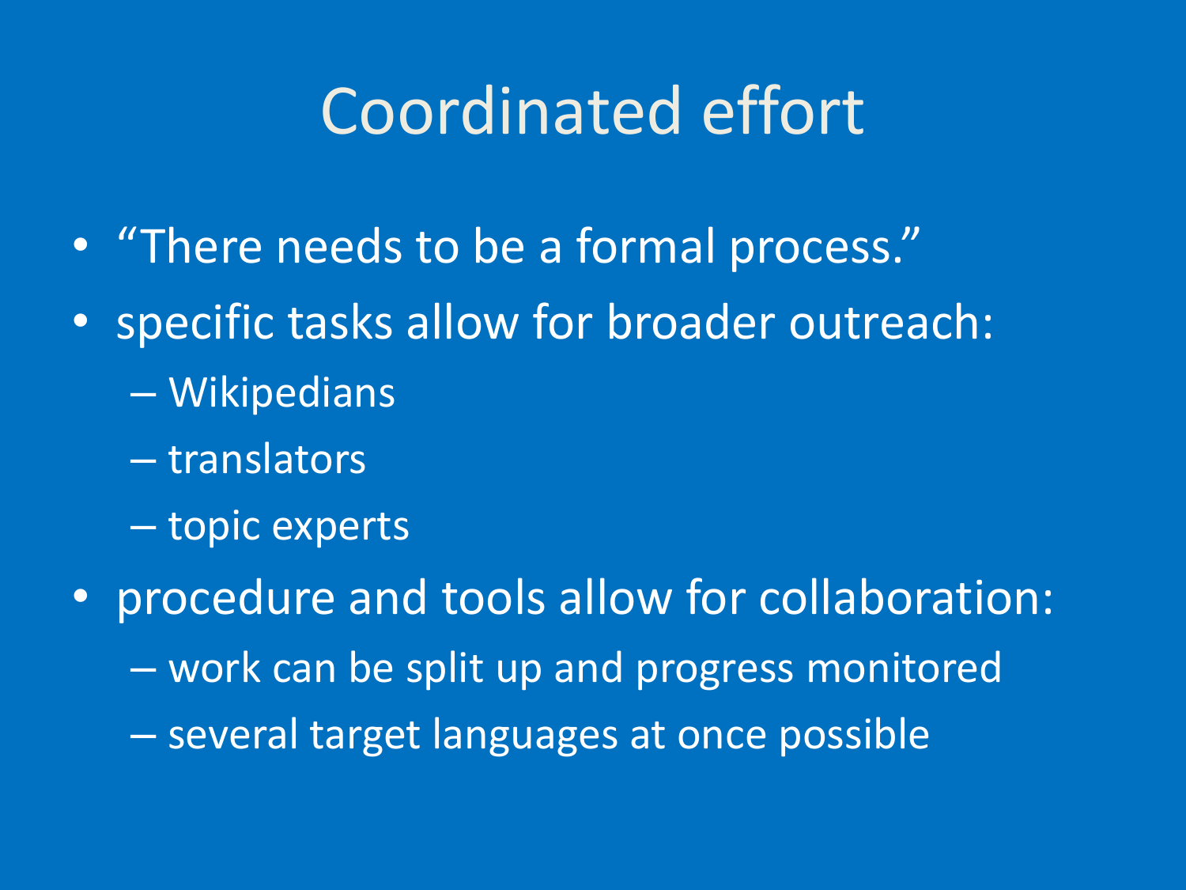# Coordinated effort

- "There needs to be a formal process."
- specific tasks allow for broader outreach:
  - Wikipedians
  - translators
  - topic experts
- procedure and tools allow for collaboration:
  - work can be split up and progress monitored
  - several target languages at once possible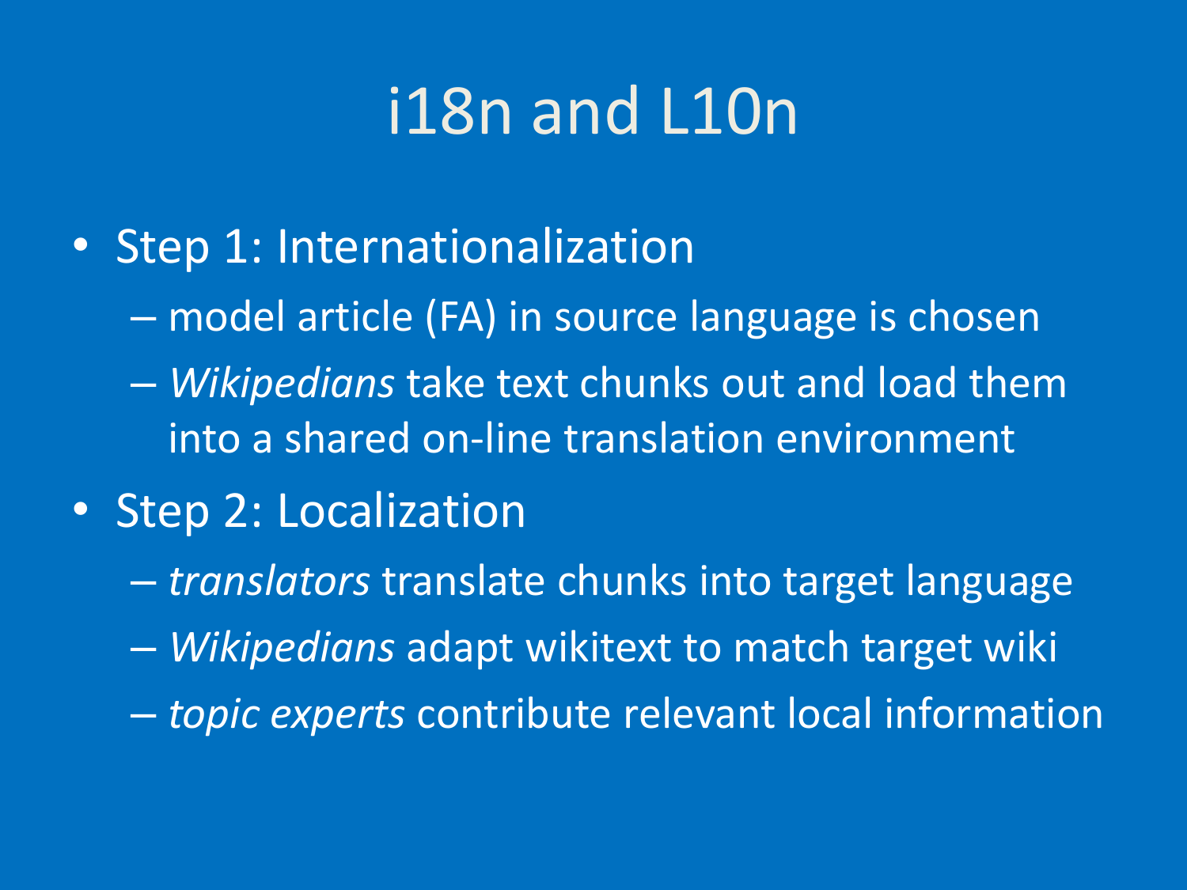# i18n and L10n

- Step 1: Internationalization
  - model article (FA) in source language is chosen
  - *Wikipedians* take text chunks out and load them into a shared on-line translation environment
- Step 2: Localization
  - *translators* translate chunks into target language
  - *Wikipedians* adapt wikitext to match target wiki
  - *topic experts* contribute relevant local information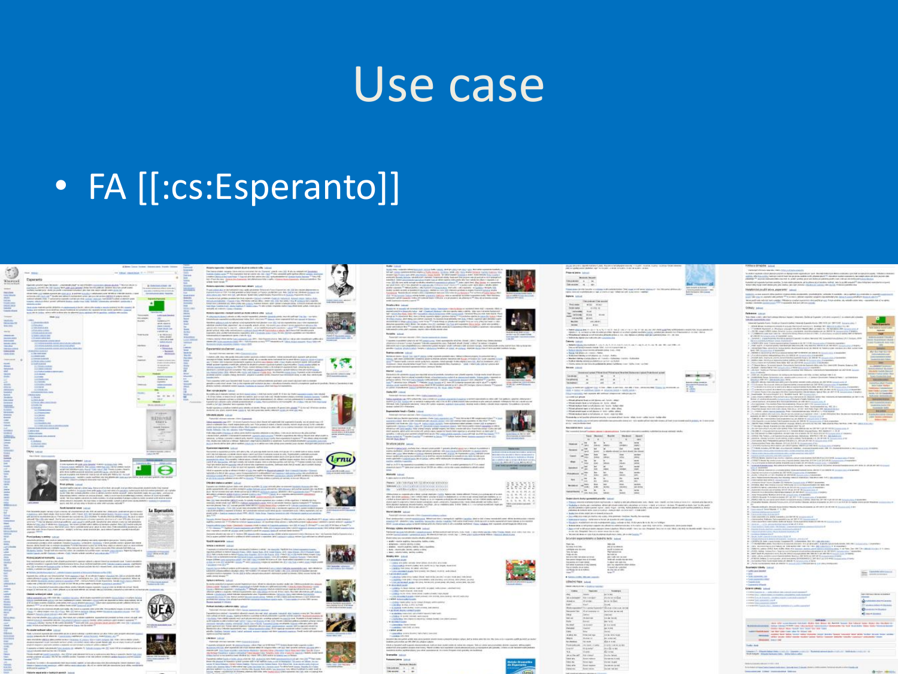# Use case

- FA [[:cs:Esperanto]]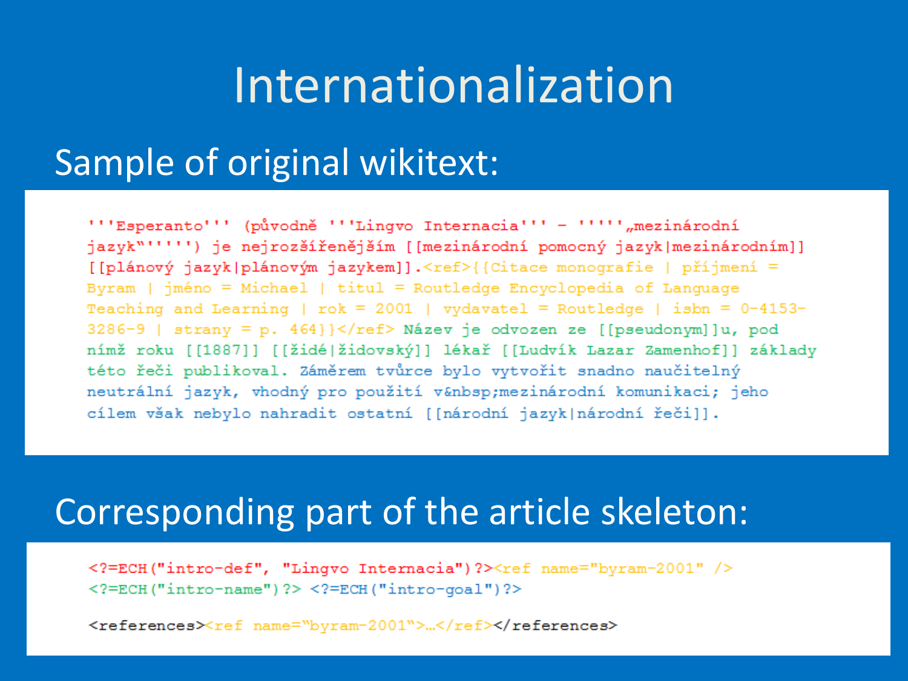# Internationalization

## Sample of original wikitext:

```
'''Esperanto''' (původně '''Lingvo Internacia''' – ''''',„mezinárodní
jazyk"''''') je nejrozšířenějším [[mezinárodní pomocný jazyk|mezinárodním]]
[[plánový jazyk|plánovým jazykem]].<ref>{{Citace monografie | příjmení =
Byram | jméno = Michael | titul = Routledge Encyclopedia of Language
Teaching and Learning | rok = 2001 | vydavatel = Routledge | isbn = 0-4153-
3286-9 | strany = p. 464}}</ref> Název je odvozen ze [[pseudonym]]u, pod
nímž roku [[1887]] [[židé|židovský]] lékař [[Ludvík Lazar Zamenhof]] základy
této řeči publikoval. Záměrem tvůrce bylo vytvořit snadno naučitelný
neutrální jazyk, vhodný pro použití v&nbsp;mezinárodní komunikaci; jeho
cílem však nebylo nahradit ostatní [[národní jazyk|národní řeči]].
```

## Corresponding part of the article skeleton:

```
<?=ECH("intro-def", "Lingvo Internacia")?><ref name="byram-2001" />
<?=ECH("intro-name")?> <?=ECH("intro-goal")?>

<references><ref name="byram-2001">…</ref></references>
```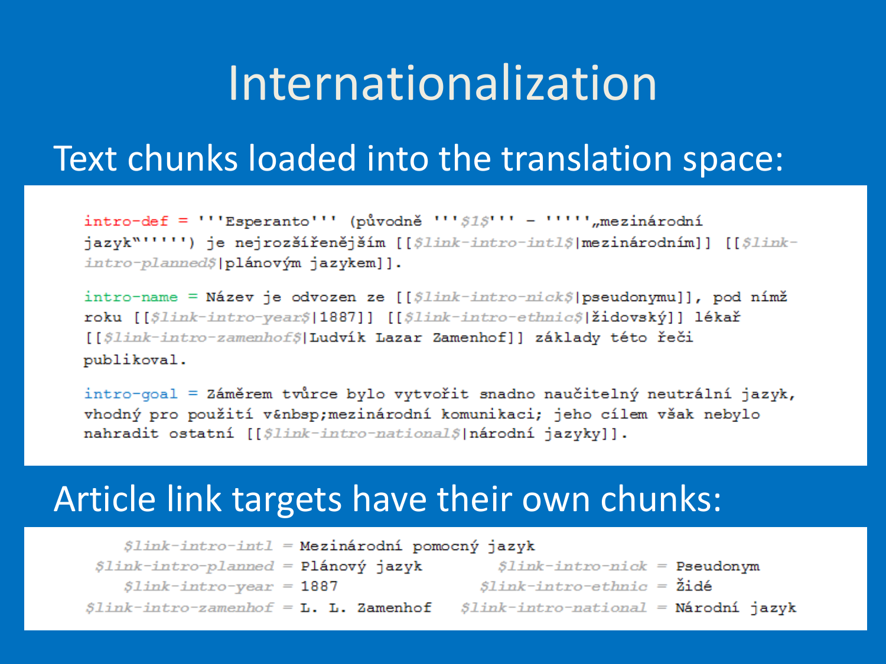# Internationalization

## Text chunks loaded into the translation space:

```
intro-def = '''Esperanto''' (původně '''$1$''' – ''''',,mezinárodní
jazyk"''''') je nejrozšířenějším [[$link-intro-intl$|mezinárodním]] [[$link-
intro-planned$|plánovým jazykem]].

intro-name = Název je odvozen ze [[$link-intro-nick$|pseudonymu]], pod nímž
roku [[$link-intro-year$|1887]] [[$link-intro-ethnic$|židovský]] lékař
[[$link-intro-zamenhof$|Ludvík Lazar Zamenhof]] základy této řeči
publikoval.

intro-goal = Záměrem tvůrce bylo vytvořit snadno naučitelný neutrální jazyk,
vhodný pro použití v&nbsp;mezinárodní komunikaci; jeho cílem však nebylo
nahradit ostatní [[$link-intro-national$|národní jazyky]].
```

## Article link targets have their own chunks:

```
    $link-intro-intl = Mezinárodní pomocný jazyk
 $link-intro-planned = Plánový jazyk
    $link-intro-year = 1887
$link-intro-zamenhof = L. L. Zamenhof
     $link-intro-nick = Pseudonym
   $link-intro-ethnic = Židé
 $link-intro-national = Národní jazyk
```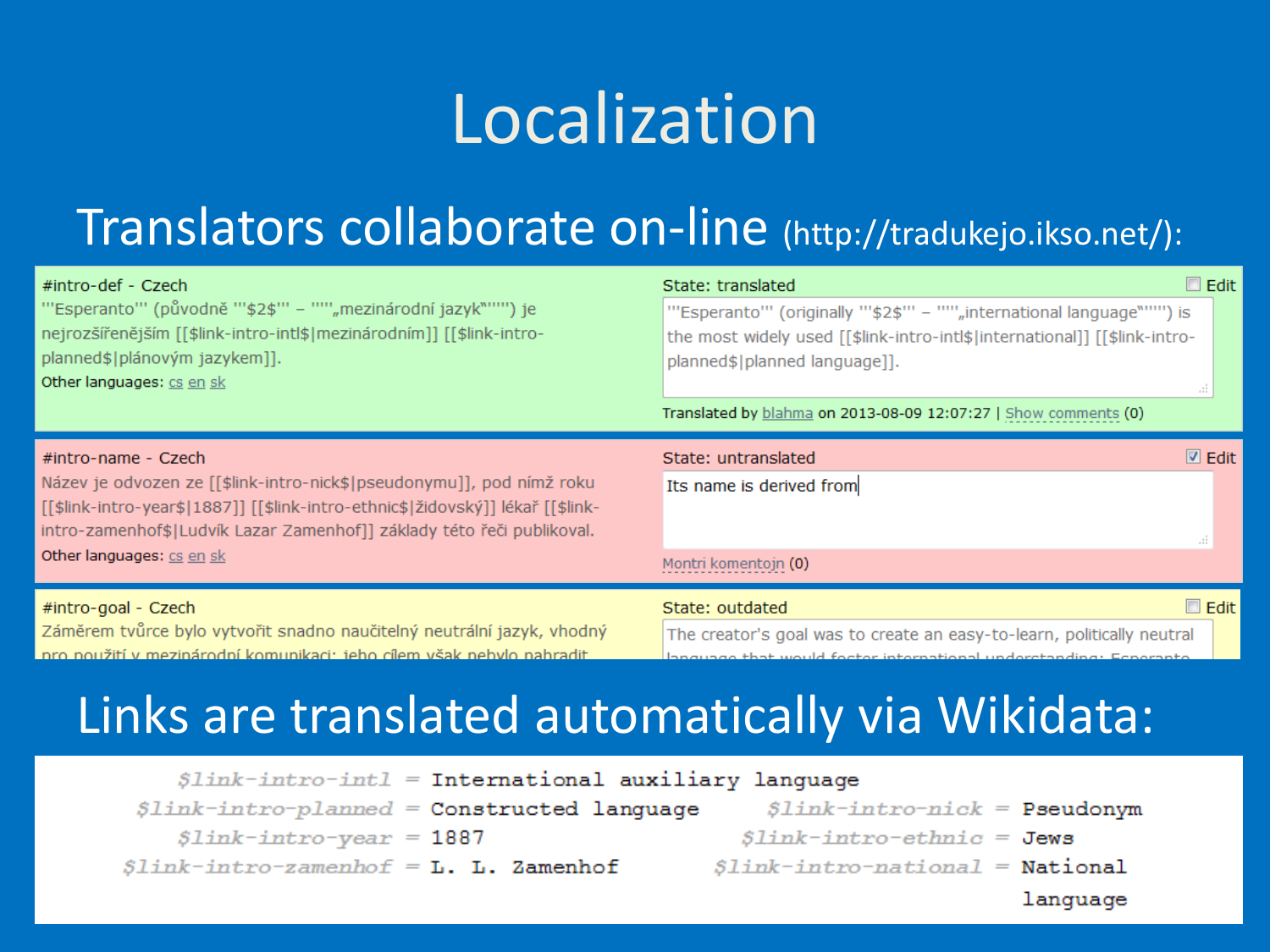# Localization

## Translators collaborate on-line (http://tradukejo.ikso.net/):

#intro-def - Czech

'''Esperanto''' (původně '''$2$''' – ''''„mezinárodní jazyk“'''') je nejrozšířenějším [[$link-intro-intl$|mezinárodním]] [[$link-intro-planned$|plánovým jazykem]].

Other languages: cs en sk

State: translated — Edit

'''Esperanto''' (originally '''$2$''' – ''''„international language“'''') is the most widely used [[$link-intro-intl$|international]] [[$link-intro-planned$|planned language]].

Translated by blahma on 2013-08-09 12:07:27 | Show comments (0)

#intro-name - Czech

Název je odvozen ze [[$link-intro-nick$|pseudonymu]], pod nímž roku [[$link-intro-year$|1887]] [[$link-intro-ethnic$|židovský]] lékař [[$link-intro-zamenhof$|Ludvík Lazar Zamenhof]] základy této řeči publikoval.

Other languages: cs en sk

State: untranslated — Edit

Its name is derived from

Montri komentojn (0)

#intro-goal - Czech

Záměrem tvůrce bylo vytvořit snadno naučitelný neutrální jazyk, vhodný pro použití v mezinárodní komunikaci; jeho cílem však nebylo nahradit

State: outdated — Edit

The creator's goal was to create an easy-to-learn, politically neutral language that would foster international understanding; Esperanto

## Links are translated automatically via Wikidata:

```
$link-intro-intl = International auxiliary language
$link-intro-planned = Constructed language
$link-intro-year = 1887
$link-intro-zamenhof = L. L. Zamenhof
$link-intro-nick = Pseudonym
$link-intro-ethnic = Jews
$link-intro-national = National language
```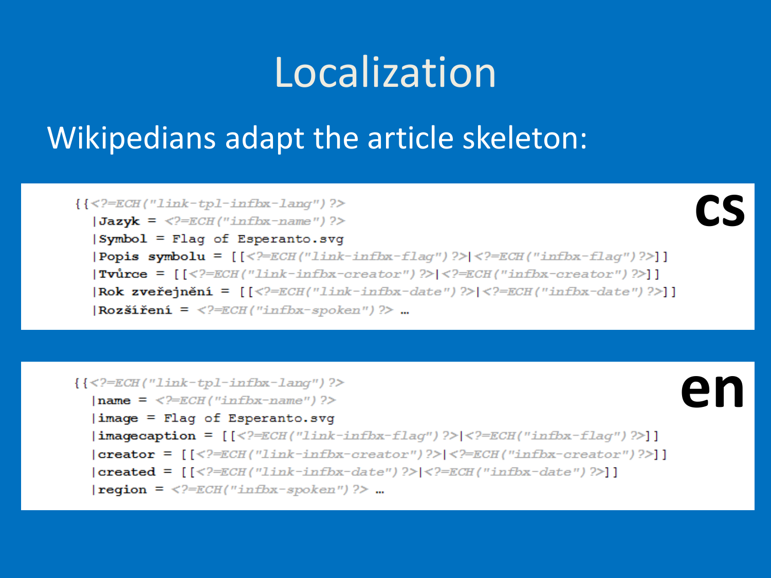# Localization

Wikipedians adapt the article skeleton:

**cs**

```
{{<?=ECH("link-tpl-infbx-lang")?>
  |Jazyk = <?=ECH("infbx-name")?>
  |Symbol = Flag of Esperanto.svg
  |Popis symbolu = [[<?=ECH("link-infbx-flag")?>|<?=ECH("infbx-flag")?>]]
  |Tvůrce = [[<?=ECH("link-infbx-creator")?>|<?=ECH("infbx-creator")?>]]
  |Rok zveřejnění = [[<?=ECH("link-infbx-date")?>|<?=ECH("infbx-date")?>]]
  |Rozšíření = <?=ECH("infbx-spoken")?> …
```

**en**

```
{{<?=ECH("link-tpl-infbx-lang")?>
  |name = <?=ECH("infbx-name")?>
  |image = Flag of Esperanto.svg
  |imagecaption = [[<?=ECH("link-infbx-flag")?>|<?=ECH("infbx-flag")?>]]
  |creator = [[<?=ECH("link-infbx-creator")?>|<?=ECH("infbx-creator")?>]]
  |created = [[<?=ECH("link-infbx-date")?>|<?=ECH("infbx-date")?>]]
  |region = <?=ECH("infbx-spoken")?> …
```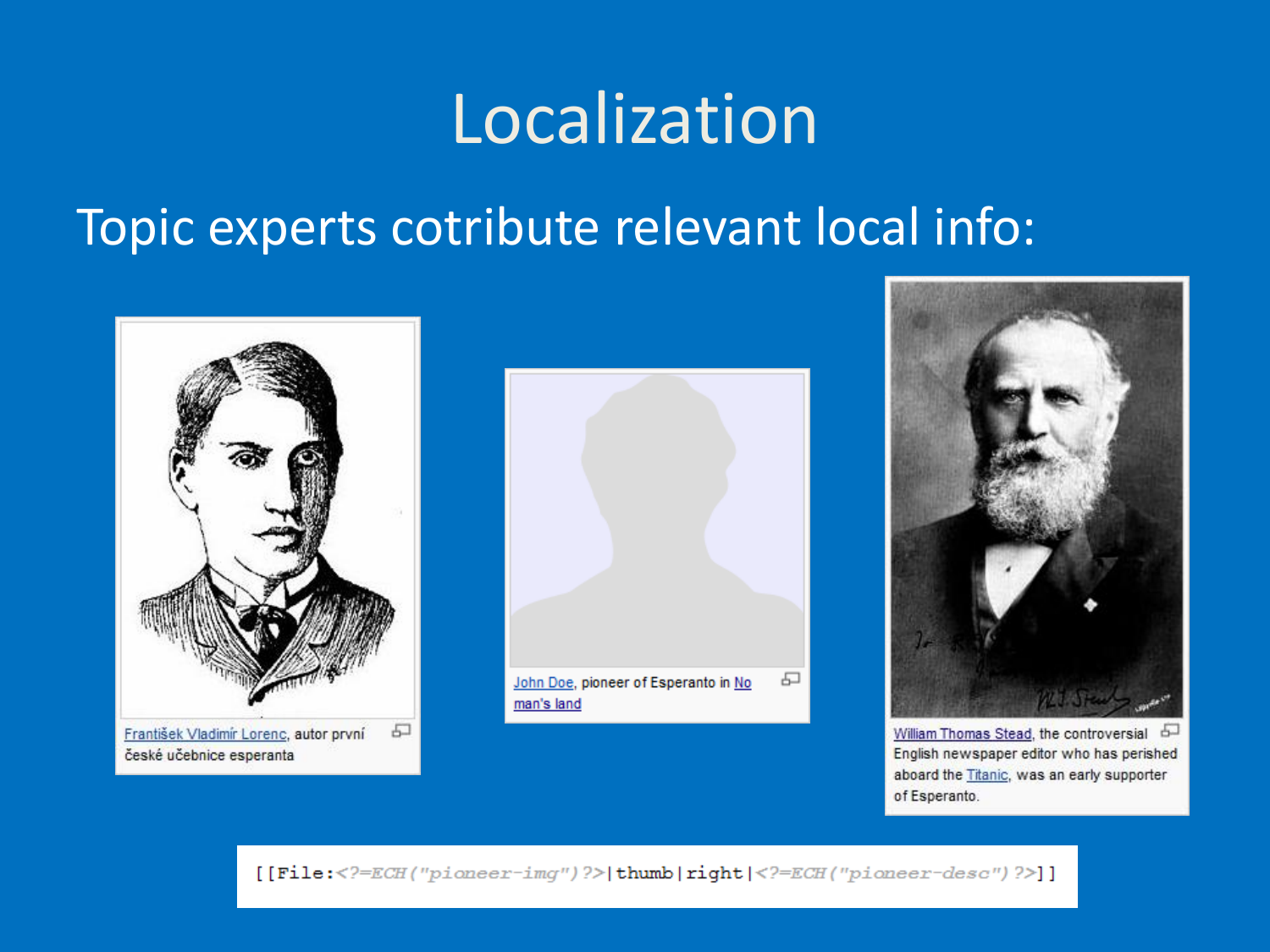# Localization

Topic experts cotribute relevant local info:

František Vladimír Lorenc, autor první české učebnice esperanta

John Doe, pioneer of Esperanto in No man's land

William Thomas Stead, the controversial English newspaper editor who has perished aboard the Titanic, was an early supporter of Esperanto.

```
[[File:<?=ECH("pioneer-img")?>|thumb|right|<?=ECH("pioneer-desc")?>]]
```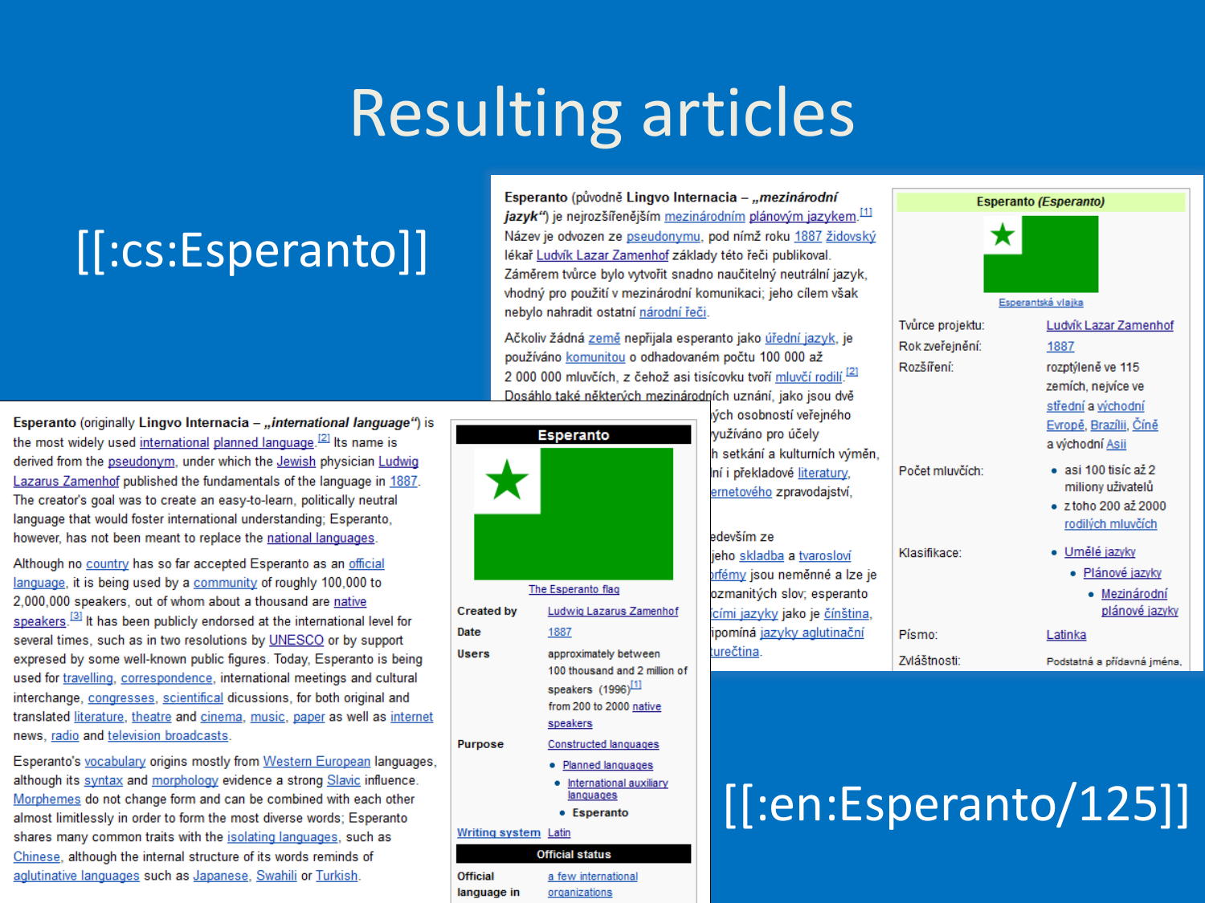# Resulting articles

[[:cs:Esperanto]]

**Esperanto** (původně **Lingvo Internacia** – ***„mezinárodní jazyk“***) je nejrozšířenějším mezinárodním plánovým jazykem.[1] Název je odvozen ze pseudonymu, pod nímž roku 1887 židovský lékař Ludvík Lazar Zamenhof základy této řeči publikoval. Záměrem tvůrce bylo vytvořit snadno naučitelný neutrální jazyk, vhodný pro použití v mezinárodní komunikaci; jeho cílem však nebylo nahradit ostatní národní řeči.

Ačkoliv žádná země nepřijala esperanto jako úřední jazyk, je používáno komunitou o odhadovaném počtu 100 000 až 2 000 000 mluvčích, z čehož asi tisícovku tvoří mluvčí rodilí.[2] Dosáhlo také některých mezinárodních uznání, jako jsou dvě ...ých osobností veřejného ...využíváno pro účely ...h setkání a kulturních výměn, ...ní i překladové literatury, ...ernetového zpravodajství,

...edevším ze ...jeho skladba a tvarosloví ...rfémy jsou neměnné a lze je ...ozmanitých slov; esperanto ...cími jazyky jako je čínština, ...ipomíná jazyky aglutinační ...turečtina.

| Esperanto *(Esperanto)* | |
|---|---|
| Esperantská vlajka | |
| Tvůrce projektu: | Ludvík Lazar Zamenhof |
| Rok zveřejnění: | 1887 |
| Rozšíření: | rozptýleně ve 115 zemích, nejvíce ve střední a východní Evropě, Brazílii, Číně a východní Asii |
| Počet mluvčích: | • asi 100 tisíc až 2 miliony uživatelů<br>• z toho 200 až 2000 rodilých mluvčích |
| Klasifikace: | • Umělé jazyky<br>• Plánové jazyky<br>• Mezinárodní plánové jazyky |
| Písmo: | Latinka |
| Zvláštnosti: | Podstatná a přídavná jména, |

[[:en:Esperanto/125]]

**Esperanto** (originally **Lingvo Internacia** – ***„international language“***) is the most widely used international planned language.[2] Its name is derived from the pseudonym, under which the Jewish physician Ludwig Lazarus Zamenhof published the fundamentals of the language in 1887. The creator's goal was to create an easy-to-learn, politically neutral language that would foster international understanding; Esperanto, however, has not been meant to replace the national languages.

Although no country has so far accepted Esperanto as an official language, it is being used by a community of roughly 100,000 to 2,000,000 speakers, out of whom about a thousand are native speakers.[3] It has been publicly endorsed at the international level for several times, such as in two resolutions by UNESCO or by support expressed by some well-known public figures. Today, Esperanto is being used for travelling, correspondence, international meetings and cultural interchange, congresses, scientifical discussions, for both original and translated literature, theatre and cinema, music, paper as well as internet news, radio and television broadcasts.

Esperanto's vocabulary origins mostly from Western European languages, although its syntax and morphology evidence a strong Slavic influence. Morphemes do not change form and can be combined with each other almost limitlessly in order to form the most diverse words; Esperanto shares many common traits with the isolating languages, such as Chinese, although the internal structure of its words reminds of aglutinative languages such as Japanese, Swahili or Turkish.

| Esperanto | |
|---|---|
| The Esperanto flag | |
| Created by | Ludwig Lazarus Zamenhof |
| Date | 1887 |
| Users | approximately between 100 thousand and 2 million of speakers (1996)[1]<br>from 200 to 2000 native speakers |
| Purpose | Constructed languages<br>• Planned languages<br>• International auxiliary languages<br>• **Esperanto** |
| Writing system | Latin |
| **Official status** | |
| Official language in | a few international organizations |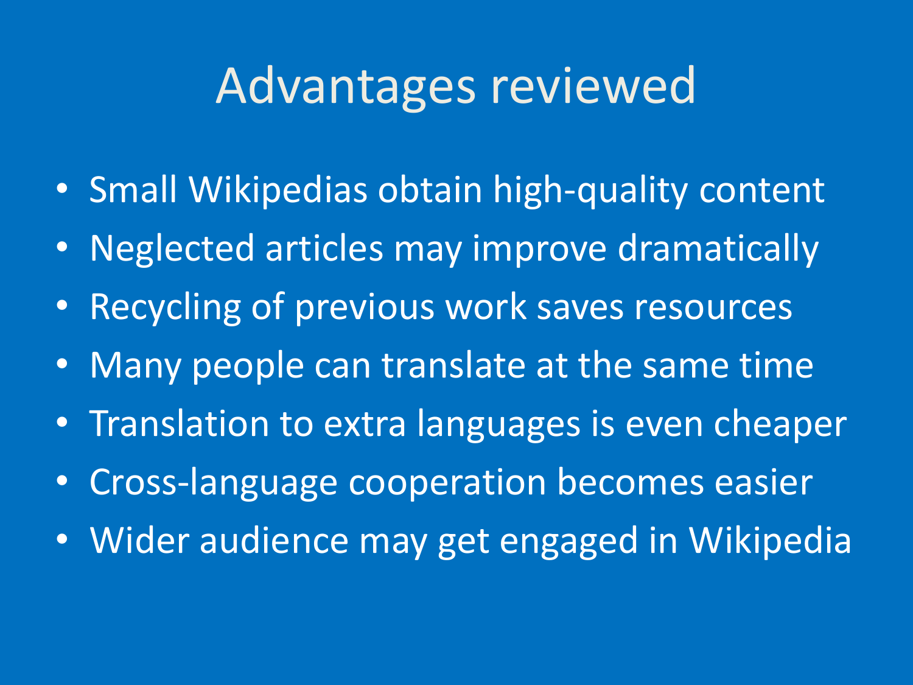# Advantages reviewed

- Small Wikipedias obtain high-quality content
- Neglected articles may improve dramatically
- Recycling of previous work saves resources
- Many people can translate at the same time
- Translation to extra languages is even cheaper
- Cross-language cooperation becomes easier
- Wider audience may get engaged in Wikipedia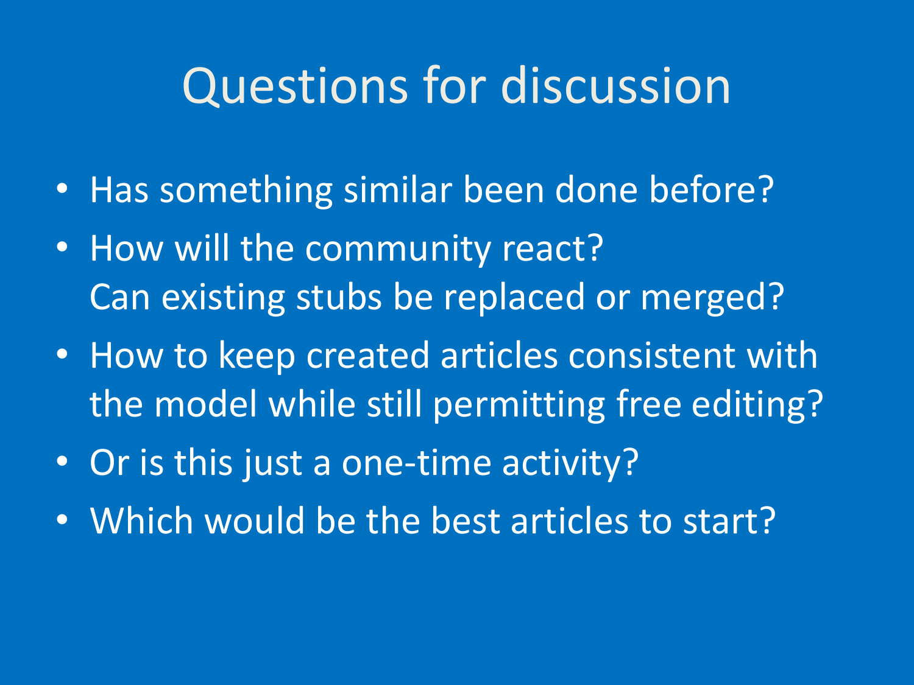# Questions for discussion

- Has something similar been done before?
- How will the community react?
  Can existing stubs be replaced or merged?
- How to keep created articles consistent with the model while still permitting free editing?
- Or is this just a one-time activity?
- Which would be the best articles to start?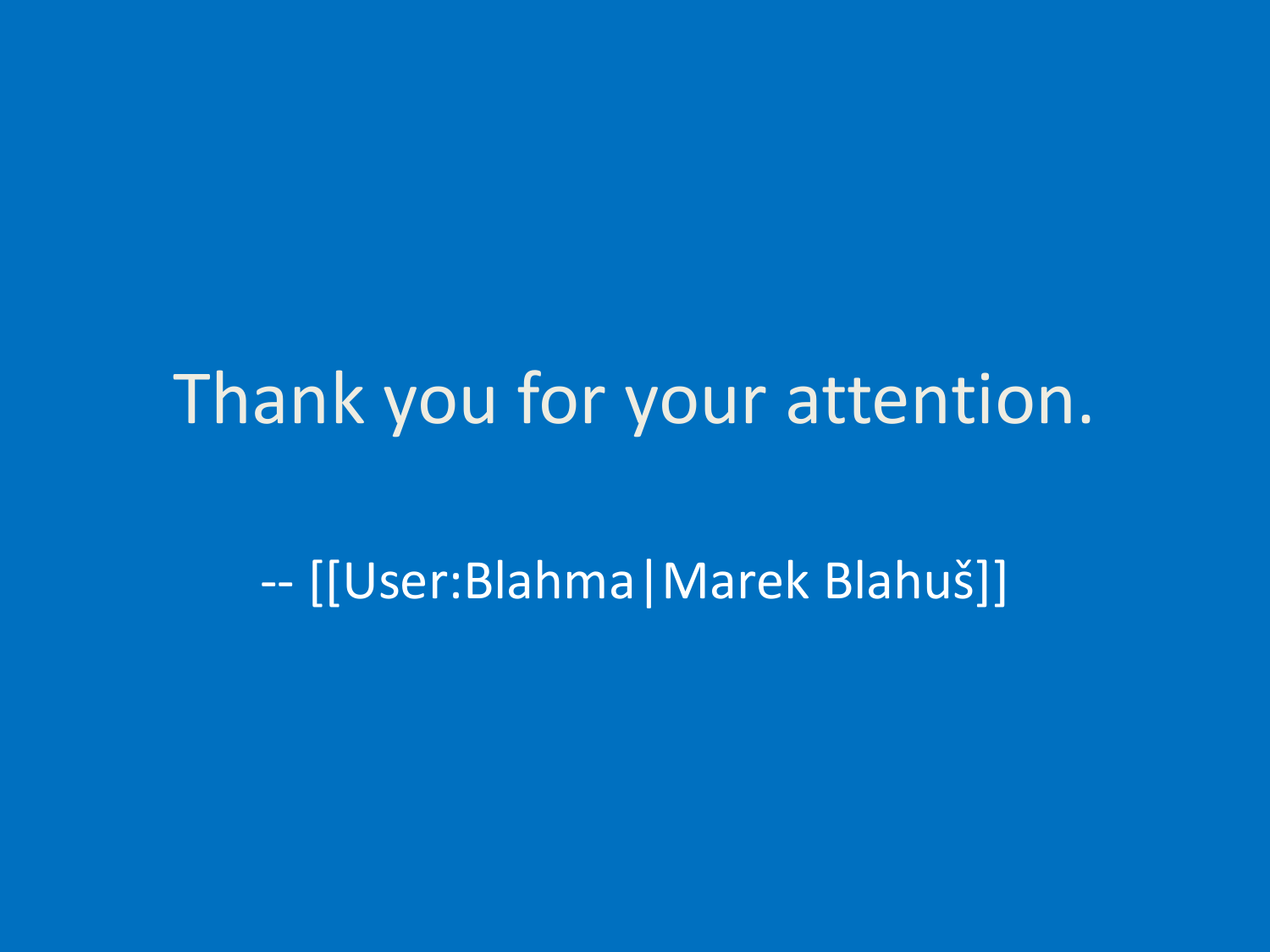Thank you for your attention.

-- [[User:Blahma|Marek Blahuš]]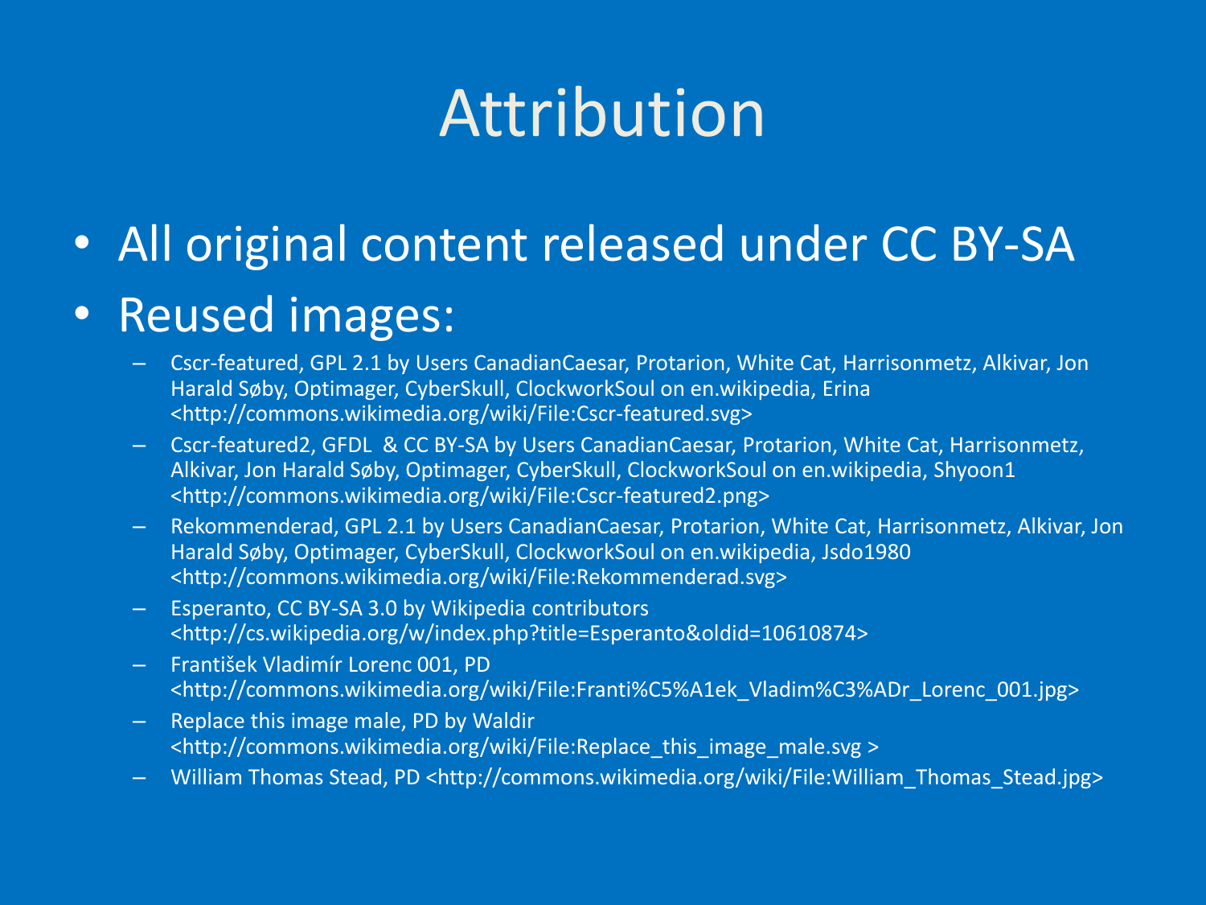# Attribution

- All original content released under CC BY-SA
- Reused images:
  - Cscr-featured, GPL 2.1 by Users CanadianCaesar, Protarion, White Cat, Harrisonmetz, Alkivar, Jon Harald Søby, Optimager, CyberSkull, ClockworkSoul on en.wikipedia, Erina <http://commons.wikimedia.org/wiki/File:Cscr-featured.svg>
  - Cscr-featured2, GFDL & CC BY-SA by Users CanadianCaesar, Protarion, White Cat, Harrisonmetz, Alkivar, Jon Harald Søby, Optimager, CyberSkull, ClockworkSoul on en.wikipedia, Shyoon1 <http://commons.wikimedia.org/wiki/File:Cscr-featured2.png>
  - Rekommenderad, GPL 2.1 by Users CanadianCaesar, Protarion, White Cat, Harrisonmetz, Alkivar, Jon Harald Søby, Optimager, CyberSkull, ClockworkSoul on en.wikipedia, Jsdo1980 <http://commons.wikimedia.org/wiki/File:Rekommenderad.svg>
  - Esperanto, CC BY-SA 3.0 by Wikipedia contributors <http://cs.wikipedia.org/w/index.php?title=Esperanto&oldid=10610874>
  - František Vladimír Lorenc 001, PD <http://commons.wikimedia.org/wiki/File:Franti%C5%A1ek_Vladim%C3%ADr_Lorenc_001.jpg>
  - Replace this image male, PD by Waldir <http://commons.wikimedia.org/wiki/File:Replace_this_image_male.svg >
  - William Thomas Stead, PD <http://commons.wikimedia.org/wiki/File:William_Thomas_Stead.jpg>